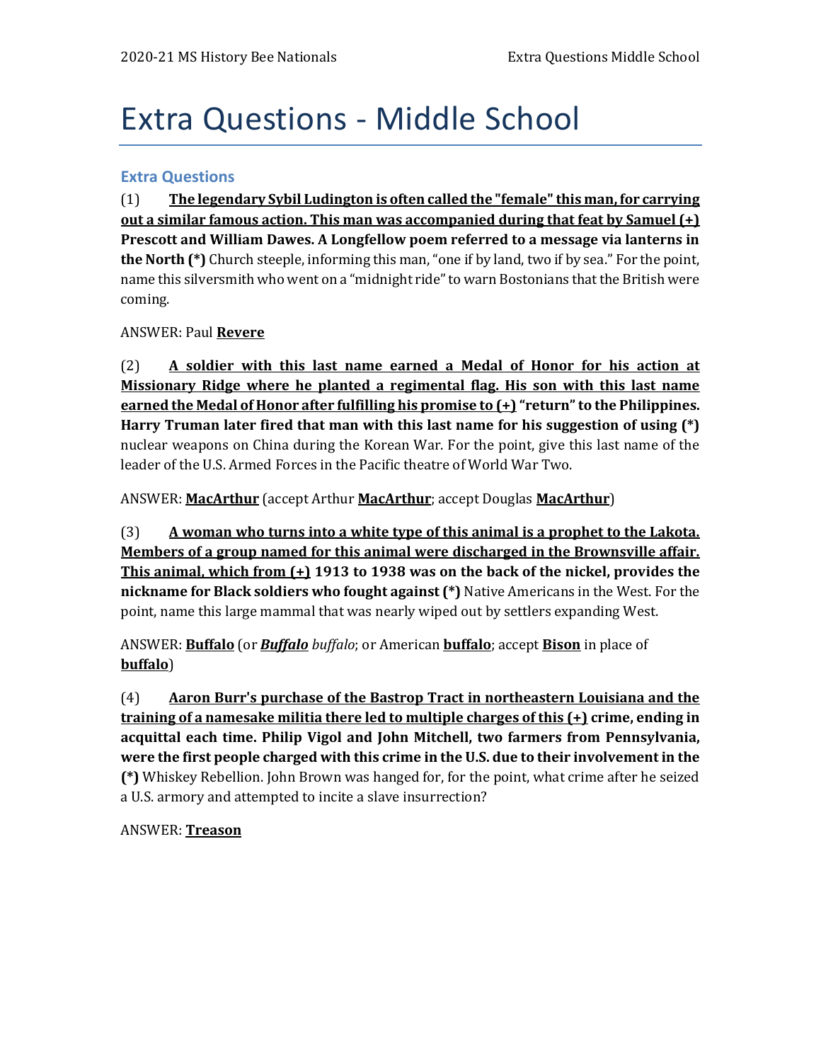# Extra Questions - Middle School

## Extra Questions

(1) **<u>The legendary Sybil Ludington is often called the "female" this man, for carrying out a similar famous action. This man was accompanied during that feat by Samuel (+)</u> Prescott and William Dawes. A Longfellow poem referred to a message via lanterns in the North (*)** Church steeple, informing this man, "one if by land, two if by sea." For the point, name this silversmith who went on a "midnight ride" to warn Bostonians that the British were coming.

ANSWER: Paul **<u>Revere</u>**

(2) **<u>A soldier with this last name earned a Medal of Honor for his action at Missionary Ridge where he planted a regimental flag. His son with this last name earned the Medal of Honor after fulfilling his promise to (+)</u> "return" to the Philippines. Harry Truman later fired that man with this last name for his suggestion of using (*)** nuclear weapons on China during the Korean War. For the point, give this last name of the leader of the U.S. Armed Forces in the Pacific theatre of World War Two.

ANSWER: **<u>MacArthur</u>** (accept Arthur **<u>MacArthur</u>**; accept Douglas **<u>MacArthur</u>**)

(3) **<u>A woman who turns into a white type of this animal is a prophet to the Lakota. Members of a group named for this animal were discharged in the Brownsville affair. This animal, which from (+)</u> 1913 to 1938 was on the back of the nickel, provides the nickname for Black soldiers who fought against (*)** Native Americans in the West. For the point, name this large mammal that was nearly wiped out by settlers expanding West.

ANSWER: **<u>Buffalo</u>** (or ***<u>Buffalo</u>*** *buffalo*; or American **<u>buffalo</u>**; accept **<u>Bison</u>** in place of **<u>buffalo</u>**)

(4) **<u>Aaron Burr's purchase of the Bastrop Tract in northeastern Louisiana and the training of a namesake militia there led to multiple charges of this (+)</u> crime, ending in acquittal each time. Philip Vigol and John Mitchell, two farmers from Pennsylvania, were the first people charged with this crime in the U.S. due to their involvement in the (*)** Whiskey Rebellion. John Brown was hanged for, for the point, what crime after he seized a U.S. armory and attempted to incite a slave insurrection?

ANSWER: **<u>Treason</u>**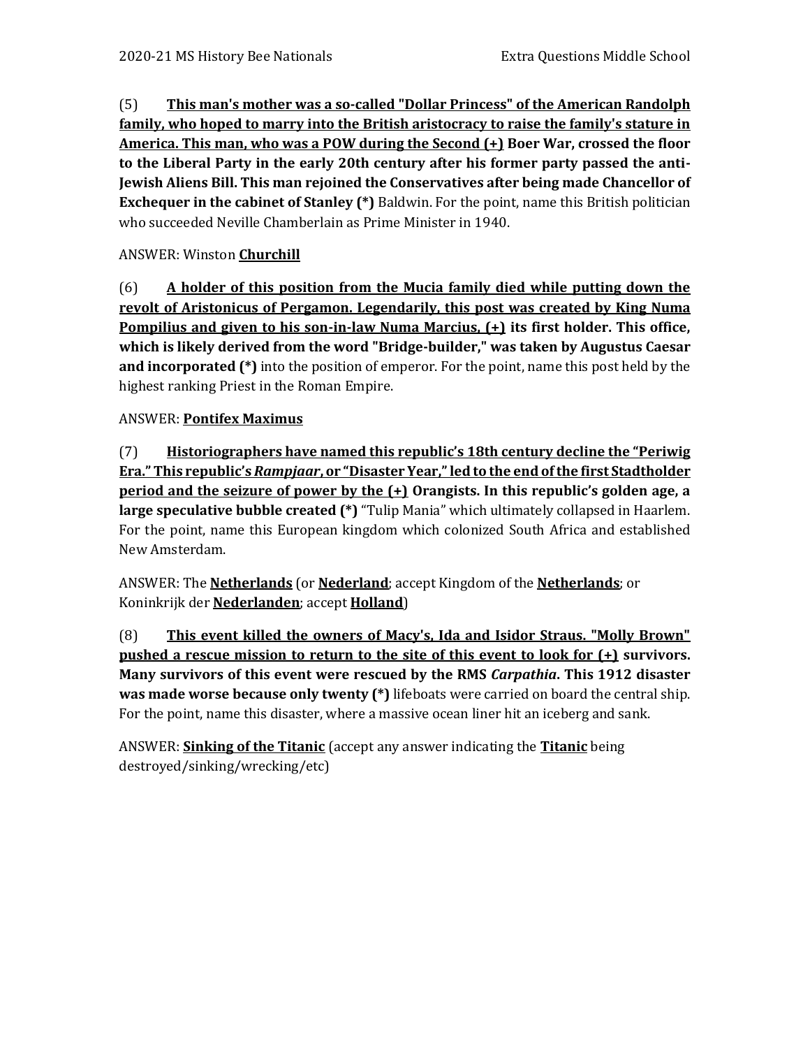(5) <u>**This man's mother was a so-called "Dollar Princess" of the American Randolph family, who hoped to marry into the British aristocracy to raise the family's stature in America. This man, who was a POW during the Second (+)**</u> **Boer War, crossed the floor to the Liberal Party in the early 20th century after his former party passed the anti-Jewish Aliens Bill. This man rejoined the Conservatives after being made Chancellor of Exchequer in the cabinet of Stanley (*)** Baldwin. For the point, name this British politician who succeeded Neville Chamberlain as Prime Minister in 1940.

ANSWER: Winston <u>**Churchill**</u>

(6) <u>**A holder of this position from the Mucia family died while putting down the revolt of Aristonicus of Pergamon. Legendarily, this post was created by King Numa Pompilius and given to his son-in-law Numa Marcius, (+)**</u> **its first holder. This office, which is likely derived from the word "Bridge-builder," was taken by Augustus Caesar and incorporated (*)** into the position of emperor. For the point, name this post held by the highest ranking Priest in the Roman Empire.

ANSWER: <u>**Pontifex Maximus**</u>

(7) <u>**Historiographers have named this republic's 18th century decline the "Periwig Era." This republic's *Rampjaar*, or "Disaster Year," led to the end of the first Stadtholder period and the seizure of power by the (+)**</u> **Orangists. In this republic's golden age, a large speculative bubble created (*)** "Tulip Mania" which ultimately collapsed in Haarlem. For the point, name this European kingdom which colonized South Africa and established New Amsterdam.

ANSWER: The <u>**Netherlands**</u> (or <u>**Nederland**</u>; accept Kingdom of the <u>**Netherlands**</u>; or Koninkrijk der <u>**Nederlanden**</u>; accept <u>**Holland**</u>)

(8) <u>**This event killed the owners of Macy's, Ida and Isidor Straus. "Molly Brown" pushed a rescue mission to return to the site of this event to look for (+)**</u> **survivors. Many survivors of this event were rescued by the RMS *Carpathia*. This 1912 disaster was made worse because only twenty (*)** lifeboats were carried on board the central ship. For the point, name this disaster, where a massive ocean liner hit an iceberg and sank.

ANSWER: <u>**Sinking of the Titanic**</u> (accept any answer indicating the <u>**Titanic**</u> being destroyed/sinking/wrecking/etc)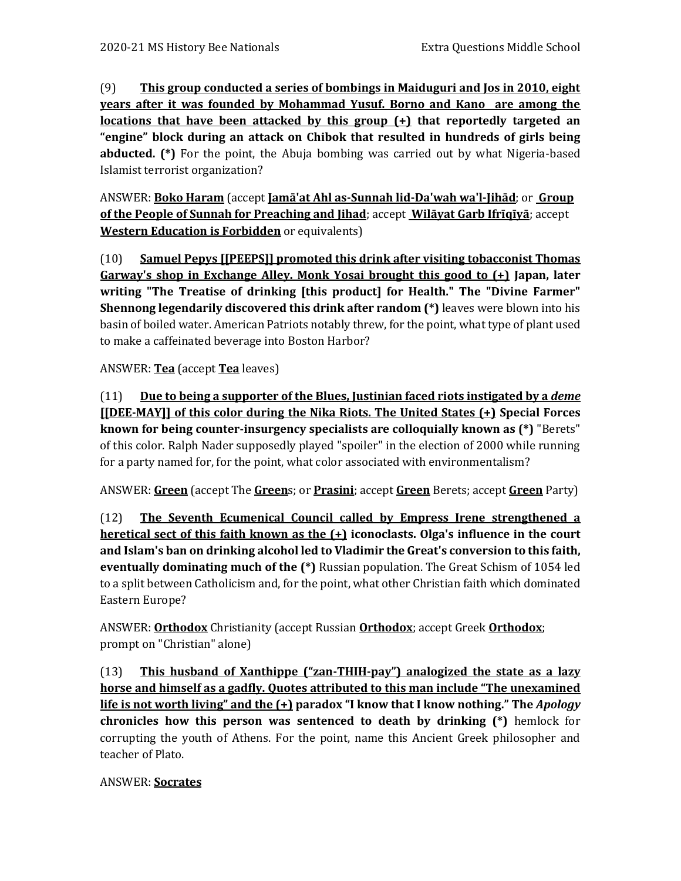(9) **<u>This group conducted a series of bombings in Maiduguri and Jos in 2010, eight years after it was founded by Mohammad Yusuf. Borno and Kano are among the locations that have been attacked by this group (+)</u> that reportedly targeted an "engine" block during an attack on Chibok that resulted in hundreds of girls being abducted. (*)** For the point, the Abuja bombing was carried out by what Nigeria-based Islamist terrorist organization?

ANSWER: **<u>Boko Haram</u>** (accept **<u>Jamā'at Ahl as-Sunnah lid-Da'wah wa'l-Jihād</u>**; or **<u>Group of the People of Sunnah for Preaching and Jihad</u>**; accept **<u>Wilāyat Garb Ifrīqīyā</u>**; accept **<u>Western Education is Forbidden</u>** or equivalents)

(10) **<u>Samuel Pepys [[PEEPS]] promoted this drink after visiting tobacconist Thomas Garway's shop in Exchange Alley. Monk Yosai brought this good to (+)</u> Japan, later writing "The Treatise of drinking [this product] for Health." The "Divine Farmer" Shennong legendarily discovered this drink after random (*)** leaves were blown into his basin of boiled water. American Patriots notably threw, for the point, what type of plant used to make a caffeinated beverage into Boston Harbor?

ANSWER: **<u>Tea</u>** (accept **<u>Tea</u>** leaves)

(11) **<u>Due to being a supporter of the Blues, Justinian faced riots instigated by a *deme* [[DEE-MAY]] of this color during the Nika Riots. The United States (+)</u> Special Forces known for being counter-insurgency specialists are colloquially known as (*)** "Berets" of this color. Ralph Nader supposedly played "spoiler" in the election of 2000 while running for a party named for, for the point, what color associated with environmentalism?

ANSWER: **<u>Green</u>** (accept The **<u>Green</u>**s; or **<u>Prasini</u>**; accept **<u>Green</u>** Berets; accept **<u>Green</u>** Party)

(12) **<u>The Seventh Ecumenical Council called by Empress Irene strengthened a heretical sect of this faith known as the (+)</u> iconoclasts. Olga's influence in the court and Islam's ban on drinking alcohol led to Vladimir the Great's conversion to this faith, eventually dominating much of the (*)** Russian population. The Great Schism of 1054 led to a split between Catholicism and, for the point, what other Christian faith which dominated Eastern Europe?

ANSWER: **<u>Orthodox</u>** Christianity (accept Russian **<u>Orthodox</u>**; accept Greek **<u>Orthodox</u>**; prompt on "Christian" alone)

(13) **<u>This husband of Xanthippe ("zan-THIH-pay") analogized the state as a lazy horse and himself as a gadfly. Quotes attributed to this man include "The unexamined life is not worth living" and the (+)</u> paradox "I know that I know nothing." The *Apology* chronicles how this person was sentenced to death by drinking (*)** hemlock for corrupting the youth of Athens. For the point, name this Ancient Greek philosopher and teacher of Plato.

ANSWER: **<u>Socrates</u>**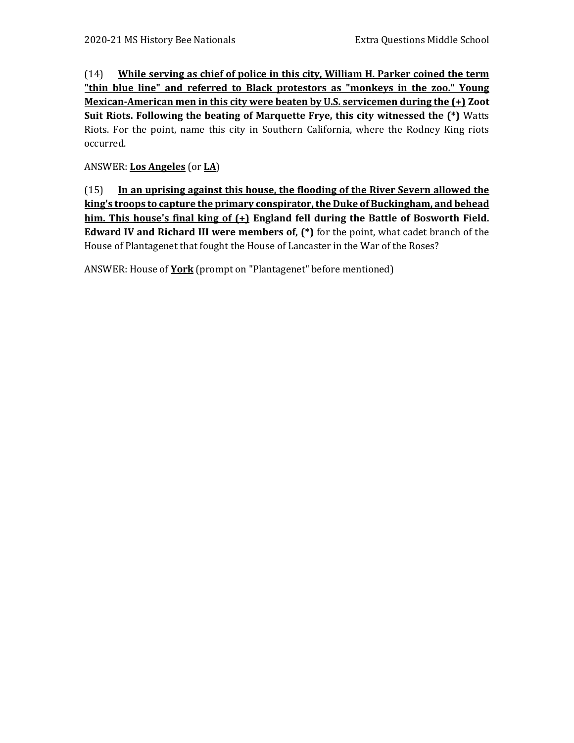(14) **<u>While serving as chief of police in this city, William H. Parker coined the term "thin blue line" and referred to Black protestors as "monkeys in the zoo." Young Mexican-American men in this city were beaten by U.S. servicemen during the (+)</u> Zoot Suit Riots. Following the beating of Marquette Frye, this city witnessed the (*)** Watts Riots. For the point, name this city in Southern California, where the Rodney King riots occurred.

ANSWER: **<u>Los Angeles</u>** (or **<u>LA</u>**)

(15) **<u>In an uprising against this house, the flooding of the River Severn allowed the king's troops to capture the primary conspirator, the Duke of Buckingham, and behead him. This house's final king of (+)</u> England fell during the Battle of Bosworth Field. Edward IV and Richard III were members of, (*)** for the point, what cadet branch of the House of Plantagenet that fought the House of Lancaster in the War of the Roses?

ANSWER: House of **<u>York</u>** (prompt on "Plantagenet" before mentioned)